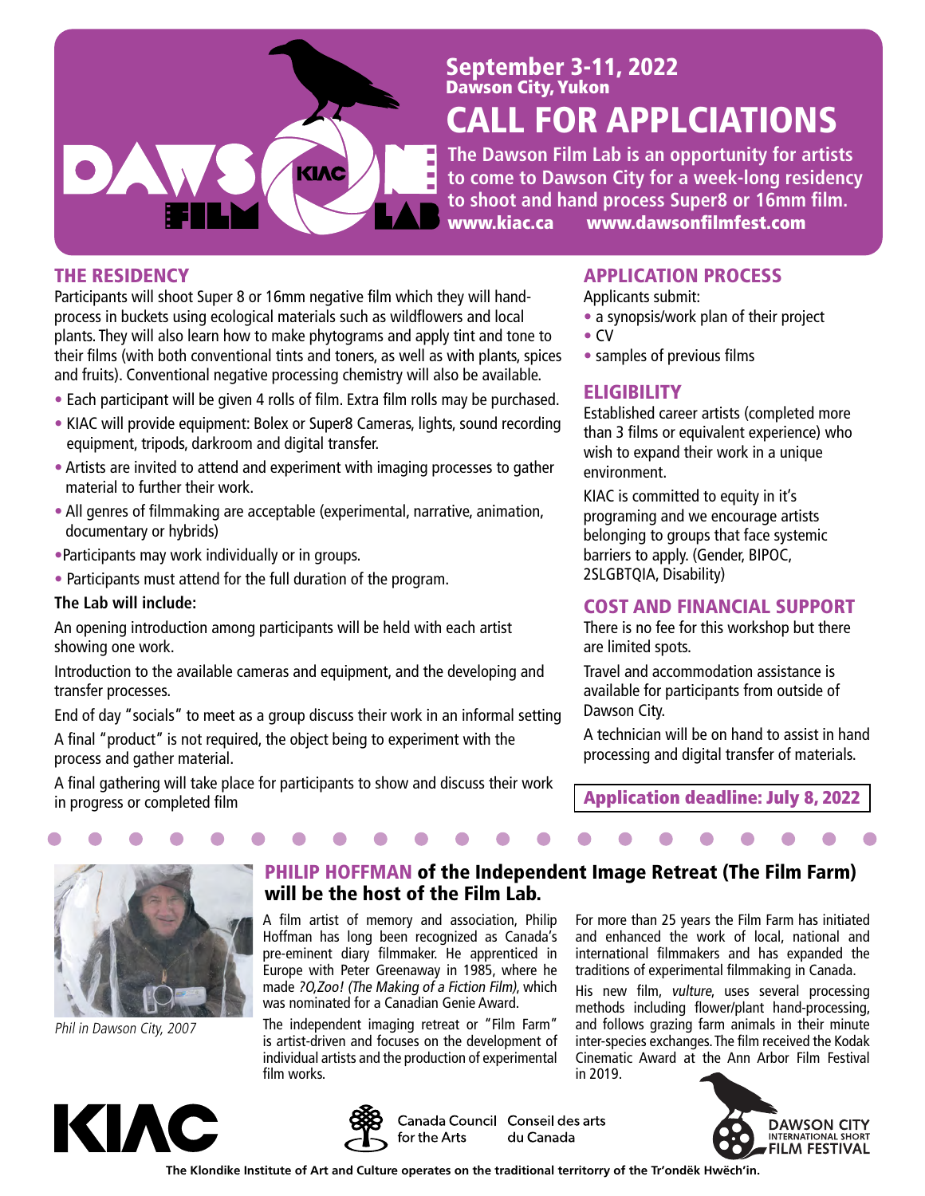**September 3-11, 2022**
**Dawson City, Yukon**

# CALL FOR APPLCIATIONS

**The Dawson Film Lab is an opportunity for artists to come to Dawson City for a week-long residency to shoot and hand process Super8 or 16mm film.**
**www.kiac.ca www.dawsonfilmfest.com**

## THE RESIDENCY

Participants will shoot Super 8 or 16mm negative film which they will hand-process in buckets using ecological materials such as wildflowers and local plants. They will also learn how to make phytograms and apply tint and tone to their films (with both conventional tints and toners, as well as with plants, spices and fruits). Conventional negative processing chemistry will also be available.

- Each participant will be given 4 rolls of film. Extra film rolls may be purchased.
- KIAC will provide equipment: Bolex or Super8 Cameras, lights, sound recording equipment, tripods, darkroom and digital transfer.
- Artists are invited to attend and experiment with imaging processes to gather material to further their work.
- All genres of filmmaking are acceptable (experimental, narrative, animation, documentary or hybrids)
- Participants may work individually or in groups.
- Participants must attend for the full duration of the program.

**The Lab will include:**

An opening introduction among participants will be held with each artist showing one work.

Introduction to the available cameras and equipment, and the developing and transfer processes.

End of day "socials" to meet as a group discuss their work in an informal setting

A final "product" is not required, the object being to experiment with the process and gather material.

A final gathering will take place for participants to show and discuss their work in progress or completed film

## APPLICATION PROCESS

Applicants submit:

- a synopsis/work plan of their project
- CV
- samples of previous films

## ELIGIBILITY

Established career artists (completed more than 3 films or equivalent experience) who wish to expand their work in a unique environment.

KIAC is committed to equity in it's programing and we encourage artists belonging to groups that face systemic barriers to apply. (Gender, BIPOC, 2SLGBTQIA, Disability)

## COST AND FINANCIAL SUPPORT

There is no fee for this workshop but there are limited spots.

Travel and accommodation assistance is available for participants from outside of Dawson City.

A technician will be on hand to assist in hand processing and digital transfer of materials.

**Application deadline: July 8, 2022**

## PHILIP HOFFMAN of the Independent Image Retreat (The Film Farm) will be the host of the Film Lab.

*Phil in Dawson City, 2007*

A film artist of memory and association, Philip Hoffman has long been recognized as Canada's pre-eminent diary filmmaker. He apprenticed in Europe with Peter Greenaway in 1985, where he made *?O,Zoo! (The Making of a Fiction Film)*, which was nominated for a Canadian Genie Award.

The independent imaging retreat or "Film Farm" is artist-driven and focuses on the development of individual artists and the production of experimental film works.

For more than 25 years the Film Farm has initiated and enhanced the work of local, national and international filmmakers and has expanded the traditions of experimental filmmaking in Canada.

His new film, *vulture*, uses several processing methods including flower/plant hand-processing, and follows grazing farm animals in their minute inter-species exchanges. The film received the Kodak Cinematic Award at the Ann Arbor Film Festival in 2019.

KIAC — Canada Council for the Arts / Conseil des arts du Canada — Dawson City International Short Film Festival

The Klondike Institute of Art and Culture operates on the traditional teritorry of the Tr'ondëk Hwëch'in.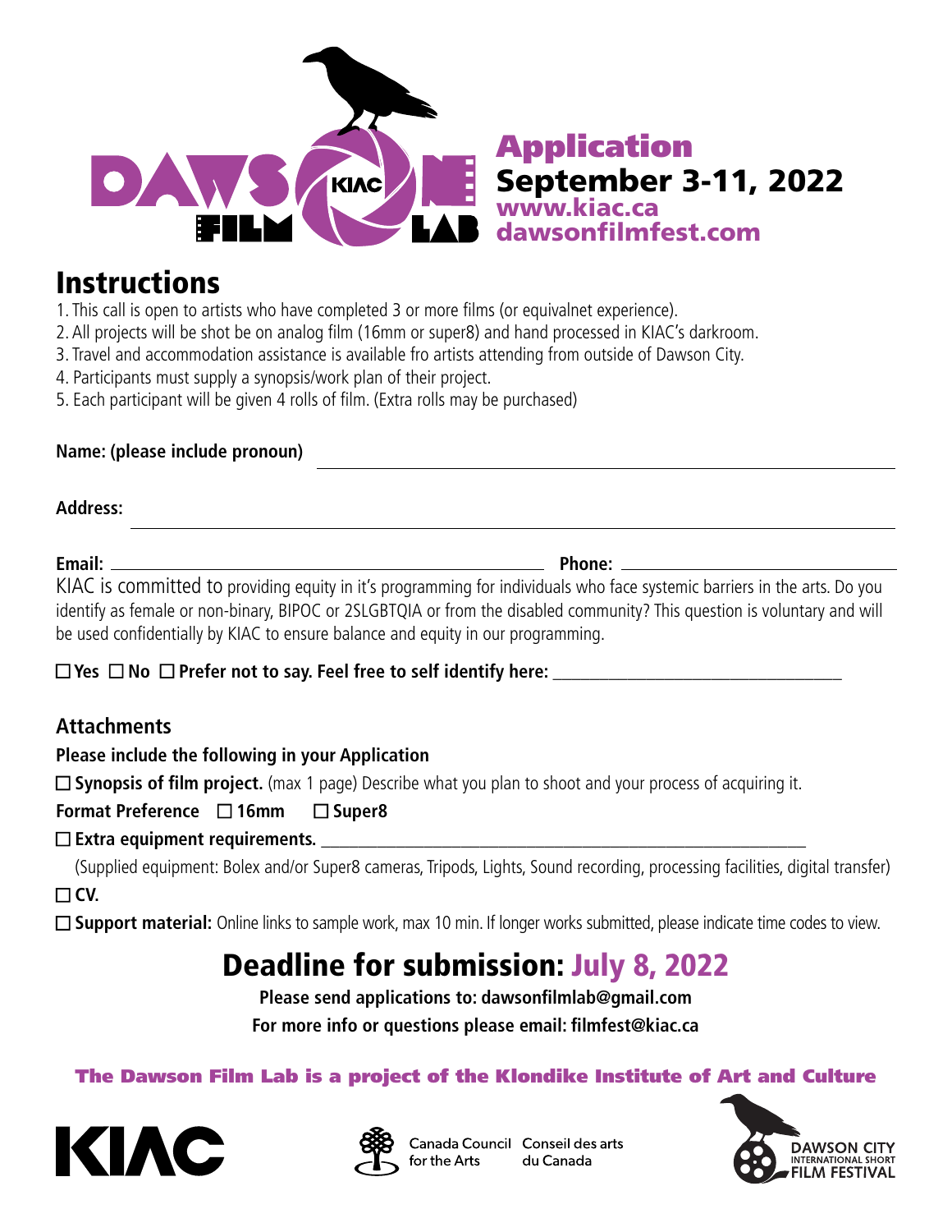# Application

**September 3-11, 2022**

**www.kiac.ca**

**dawsonfilmfest.com**

## Instructions

1. This call is open to artists who have completed 3 or more films (or equivalnet experience).
2. All projects will be shot be on analog film (16mm or super8) and hand processed in KIAC's darkroom.
3. Travel and accommodation assistance is available fro artists attending from outside of Dawson City.
4. Participants must supply a synopsis/work plan of their project.
5. Each participant will be given 4 rolls of film. (Extra rolls may be purchased)

**Name: (please include pronoun)** \_\_\_\_\_\_\_\_\_\_\_\_\_\_\_\_\_\_\_\_\_\_\_\_\_\_\_\_\_\_\_\_\_\_\_\_\_\_\_\_

**Address:** \_\_\_\_\_\_\_\_\_\_\_\_\_\_\_\_\_\_\_\_\_\_\_\_\_\_\_\_\_\_\_\_\_\_\_\_\_\_\_\_\_\_\_\_\_\_\_\_\_\_\_\_\_\_\_\_

**Email:** \_\_\_\_\_\_\_\_\_\_\_\_\_\_\_\_\_\_\_\_\_\_\_\_\_\_\_\_\_\_\_\_ **Phone:** \_\_\_\_\_\_\_\_\_\_\_\_\_\_\_\_\_\_\_\_

KIAC is committed to providing equity in it's programming for individuals who face systemic barriers in the arts. Do you identify as female or non-binary, BIPOC or 2SLGBTQIA or from the disabled community? This question is voluntary and will be used confidentially by KIAC to ensure balance and equity in our programming.

☐ **Yes** ☐ **No** ☐ **Prefer not to say. Feel free to self identify here:** \_\_\_\_\_\_\_\_\_\_\_\_\_\_\_\_\_\_\_\_\_\_\_\_\_\_\_\_\_\_\_\_

## Attachments

**Please include the following in your Application**

☐ **Synopsis of film project.** (max 1 page) Describe what you plan to shoot and your process of acquiring it.

**Format Preference** ☐ **16mm** ☐ **Super8**

☐ **Extra equipment requirements.** \_\_\_\_\_\_\_\_\_\_\_\_\_\_\_\_\_\_\_\_\_\_\_\_\_\_\_\_\_\_\_\_\_\_\_\_\_\_\_\_\_\_\_\_\_\_\_\_\_\_\_\_

(Supplied equipment: Bolex and/or Super8 cameras, Tripods, Lights, Sound recording, processing facilities, digital transfer)

☐ **CV.**

☐ **Support material:** Online links to sample work, max 10 min. If longer works submitted, please indicate time codes to view.

## Deadline for submission: July 8, 2022

**Please send applications to: dawsonfilmlab@gmail.com**

**For more info or questions please email: filmfest@kiac.ca**

**The Dawson Film Lab is a project of the Klondike Institute of Art and Culture**

Canada Council for the Arts Conseil des arts du Canada

DAWSON CITY INTERNATIONAL SHORT FILM FESTIVAL